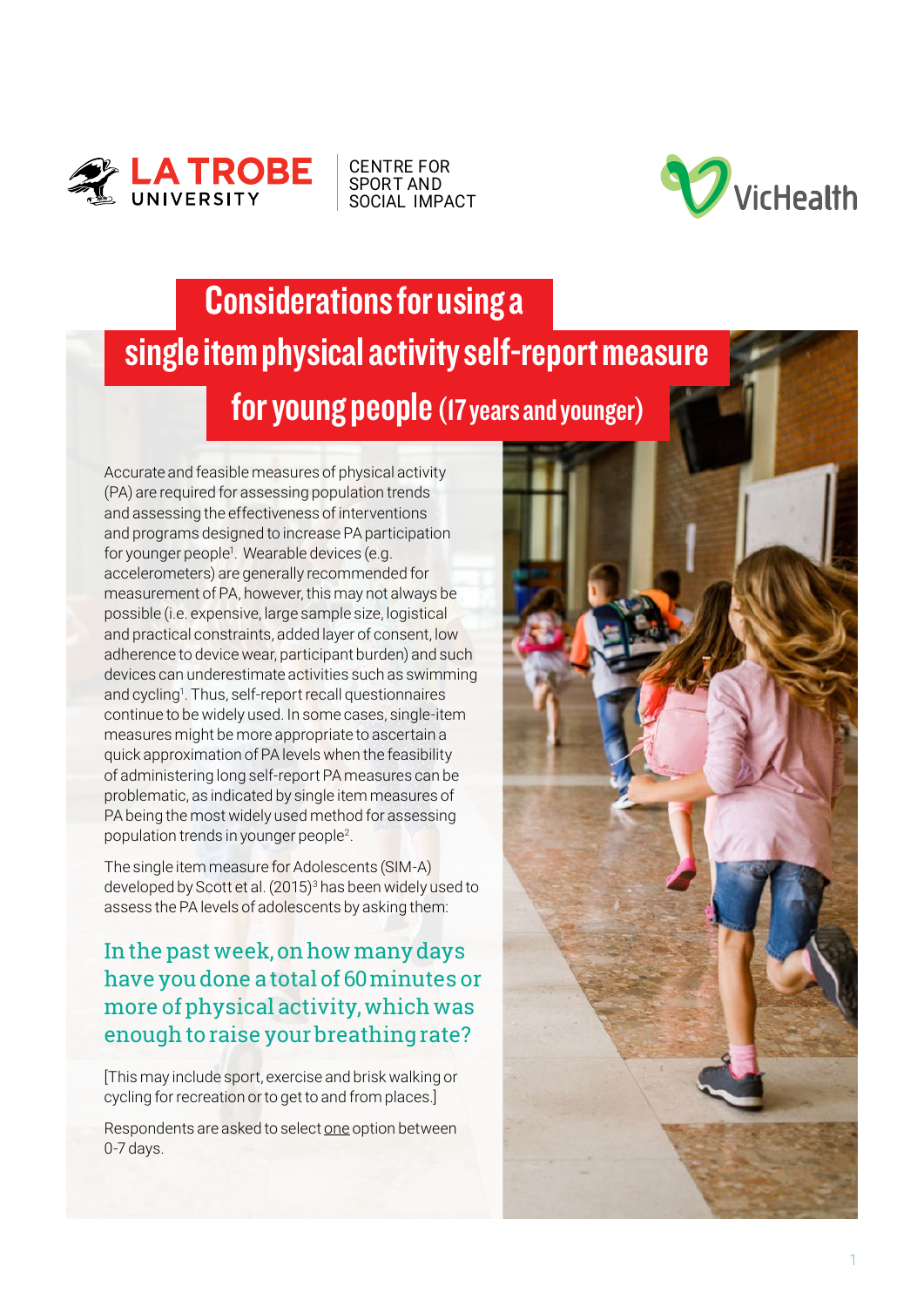LA TROBE UNIVERSITY | CENTRE FOR SPORT AND SOCIAL IMPACT

VicHealth

# Considerations for using a single item physical activity self-report measure for young people (17 years and younger)

Accurate and feasible measures of physical activity (PA) are required for assessing population trends and assessing the effectiveness of interventions and programs designed to increase PA participation for younger people[1]. Wearable devices (e.g. accelerometers) are generally recommended for measurement of PA, however, this may not always be possible (i.e. expensive, large sample size, logistical and practical constraints, added layer of consent, low adherence to device wear, participant burden) and such devices can underestimate activities such as swimming and cycling[1]. Thus, self-report recall questionnaires continue to be widely used. In some cases, single-item measures might be more appropriate to ascertain a quick approximation of PA levels when the feasibility of administering long self-report PA measures can be problematic, as indicated by single item measures of PA being the most widely used method for assessing population trends in younger people[2].

The single item measure for Adolescents (SIM-A) developed by Scott et al. (2015)[3] has been widely used to assess the PA levels of adolescents by asking them:

### In the past week, on how many days have you done a total of 60 minutes or more of physical activity, which was enough to raise your breathing rate?

[This may include sport, exercise and brisk walking or cycling for recreation or to get to and from places.]

Respondents are asked to select one option between 0-7 days.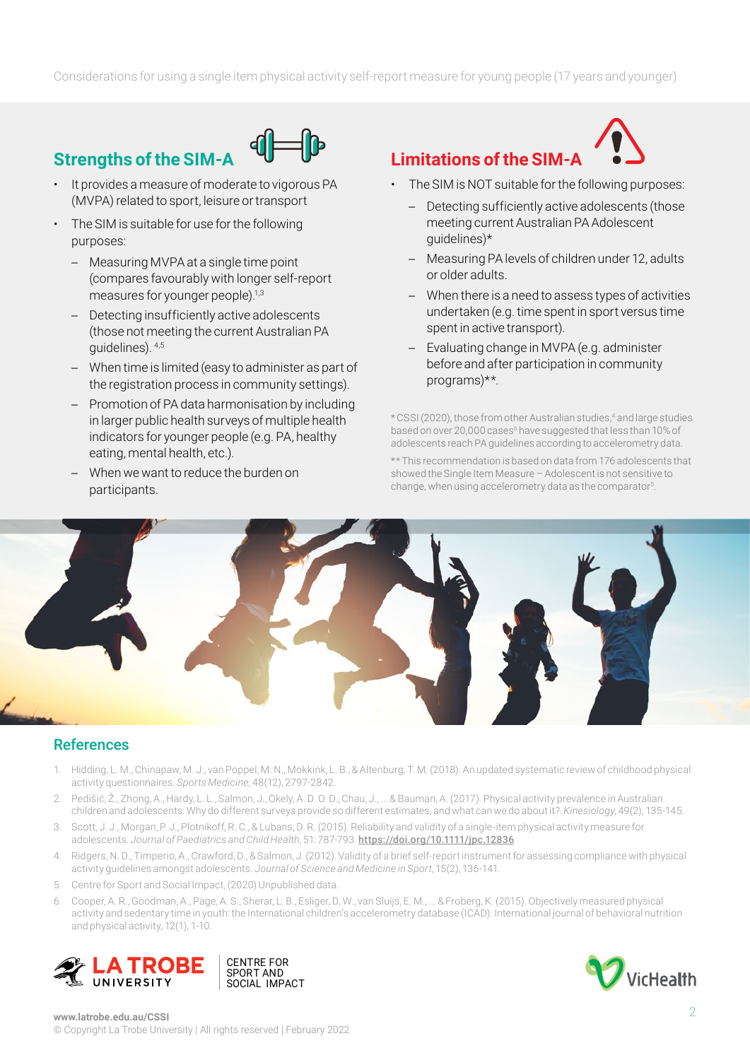## Strengths of the SIM-A

- It provides a measure of moderate to vigorous PA (MVPA) related to sport, leisure or transport
- The SIM is suitable for use for the following purposes:
  - Measuring MVPA at a single time point (compares favourably with longer self-report measures for younger people).[1,3]
  - Detecting insufficiently active adolescents (those not meeting the current Australian PA guidelines). [4,5]
  - When time is limited (easy to administer as part of the registration process in community settings).
  - Promotion of PA data harmonisation by including in larger public health surveys of multiple health indicators for younger people (e.g. PA, healthy eating, mental health, etc.).
  - When we want to reduce the burden on participants.

## Limitations of the SIM-A

- The SIM is NOT suitable for the following purposes:
  - Detecting sufficiently active adolescents (those meeting current Australian PA Adolescent guidelines)*
  - Measuring PA levels of children under 12, adults or older adults.
  - When there is a need to assess types of activities undertaken (e.g. time spent in sport versus time spent in active transport).
  - Evaluating change in MVPA (e.g. administer before and after participation in community programs)**.

* CSSI (2020), those from other Australian studies,[4] and large studies based on over 20,000 cases[6] have suggested that less than 10% of adolescents reach PA guidelines according to accelerometry data.

** This recommendation is based on data from 176 adolescents that showed the Single Item Measure – Adolescent is not sensitive to change, when using accelerometry data as the comparator[5].

## References

1. Hidding, L. M., Chinapaw, M. J., van Poppel, M. N., Mokkink, L. B., & Altenburg, T. M. (2018). An updated systematic review of childhood physical activity questionnaires. *Sports Medicine*, 48(12), 2797-2842.
2. Pedišić, Ž., Zhong, A., Hardy, L. L., Salmon, J., Okely, A. D. O. D., Chau, J., ... & Bauman, A. (2017). Physical activity prevalence in Australian children and adolescents: Why do different surveys provide so different estimates, and what can we do about it?. *Kinesiology*, 49(2), 135-145.
3. Scott, J. J., Morgan, P. J., Plotnikoff, R. C., & Lubans, D. R. (2015). Reliability and validity of a single-item physical activity measure for adolescents. *Journal of Paediatrics and Child Health*, 51: 787-793. **https://doi.org/10.1111/jpc.12836**
4. Ridgers, N. D., Timperio, A., Crawford, D., & Salmon, J. (2012). Validity of a brief self-report instrument for assessing compliance with physical activity guidelines amongst adolescents. *Journal of Science and Medicine in Sport*, 15(2), 136-141.
5. Centre for Sport and Social Impact, (2020) Unpublished data.
6. Cooper, A. R., Goodman, A., Page, A. S., Sherar, L. B., Esliger, D. W., van Sluijs, E. M., ... & Froberg, K. (2015). Objectively measured physical activity and sedentary time in youth: the International children's accelerometry database (ICAD). International journal of behavioral nutrition and physical activity, 12(1), 1-10.

LA TROBE UNIVERSITY | CENTRE FOR SPORT AND SOCIAL IMPACT

VicHealth

**www.latrobe.edu.au/CSSI**
© Copyright La Trobe University | All rights reserved | February 2022